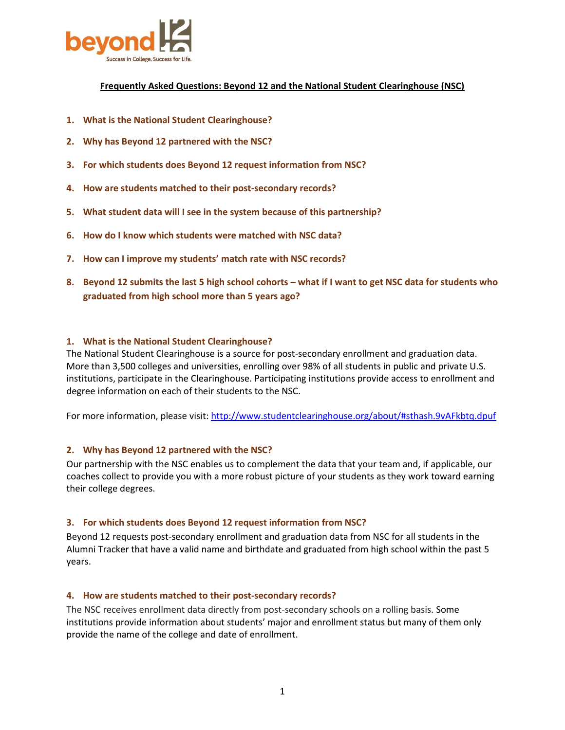beyond 12

Success in College. Success for Life.

# Frequently Asked Questions: Beyond 12 and the National Student Clearinghouse (NSC)

1. **What is the National Student Clearinghouse?**
2. **Why has Beyond 12 partnered with the NSC?**
3. **For which students does Beyond 12 request information from NSC?**
4. **How are students matched to their post-secondary records?**
5. **What student data will I see in the system because of this partnership?**
6. **How do I know which students were matched with NSC data?**
7. **How can I improve my students' match rate with NSC records?**
8. **Beyond 12 submits the last 5 high school cohorts – what if I want to get NSC data for students who graduated from high school more than 5 years ago?**

## 1. What is the National Student Clearinghouse?

The National Student Clearinghouse is a source for post-secondary enrollment and graduation data. More than 3,500 colleges and universities, enrolling over 98% of all students in public and private U.S. institutions, participate in the Clearinghouse. Participating institutions provide access to enrollment and degree information on each of their students to the NSC.

For more information, please visit: [http://www.studentclearinghouse.org/about/#sthash.9vAFkbtq.dpuf](http://www.studentclearinghouse.org/about/#sthash.9vAFkbtq.dpuf)

## 2. Why has Beyond 12 partnered with the NSC?

Our partnership with the NSC enables us to complement the data that your team and, if applicable, our coaches collect to provide you with a more robust picture of your students as they work toward earning their college degrees.

## 3. For which students does Beyond 12 request information from NSC?

Beyond 12 requests post-secondary enrollment and graduation data from NSC for all students in the Alumni Tracker that have a valid name and birthdate and graduated from high school within the past 5 years.

## 4. How are students matched to their post-secondary records?

The NSC receives enrollment data directly from post-secondary schools on a rolling basis. Some institutions provide information about students' major and enrollment status but many of them only provide the name of the college and date of enrollment.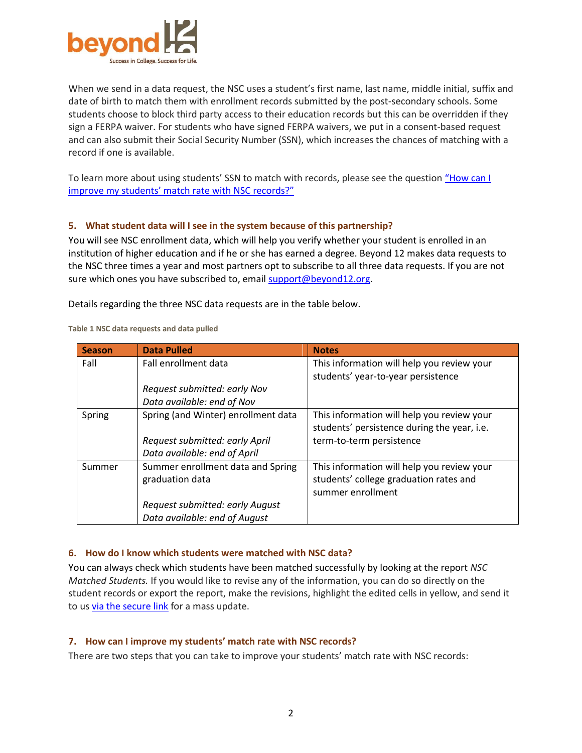When we send in a data request, the NSC uses a student's first name, last name, middle initial, suffix and date of birth to match them with enrollment records submitted by the post-secondary schools. Some students choose to block third party access to their education records but this can be overridden if they sign a FERPA waiver. For students who have signed FERPA waivers, we put in a consent-based request and can also submit their Social Security Number (SSN), which increases the chances of matching with a record if one is available.

To learn more about using students' SSN to match with records, please see the question "How can I improve my students' match rate with NSC records?"

## 5. What student data will I see in the system because of this partnership?

You will see NSC enrollment data, which will help you verify whether your student is enrolled in an institution of higher education and if he or she has earned a degree. Beyond 12 makes data requests to the NSC three times a year and most partners opt to subscribe to all three data requests. If you are not sure which ones you have subscribed to, email support@beyond12.org.

Details regarding the three NSC data requests are in the table below.

**Table 1 NSC data requests and data pulled**

| Season | Data Pulled | Notes |
|---|---|---|
| Fall | Fall enrollment data<br><br>*Request submitted: early Nov*<br>*Data available: end of Nov* | This information will help you review your students' year-to-year persistence |
| Spring | Spring (and Winter) enrollment data<br><br>*Request submitted: early April*<br>*Data available: end of April* | This information will help you review your students' persistence during the year, i.e. term-to-term persistence |
| Summer | Summer enrollment data and Spring graduation data<br><br>*Request submitted: early August*<br>*Data available: end of August* | This information will help you review your students' college graduation rates and summer enrollment |

## 6. How do I know which students were matched with NSC data?

You can always check which students have been matched successfully by looking at the report *NSC Matched Students.* If you would like to revise any of the information, you can do so directly on the student records or export the report, make the revisions, highlight the edited cells in yellow, and send it to us via the secure link for a mass update.

## 7. How can I improve my students' match rate with NSC records?

There are two steps that you can take to improve your students' match rate with NSC records: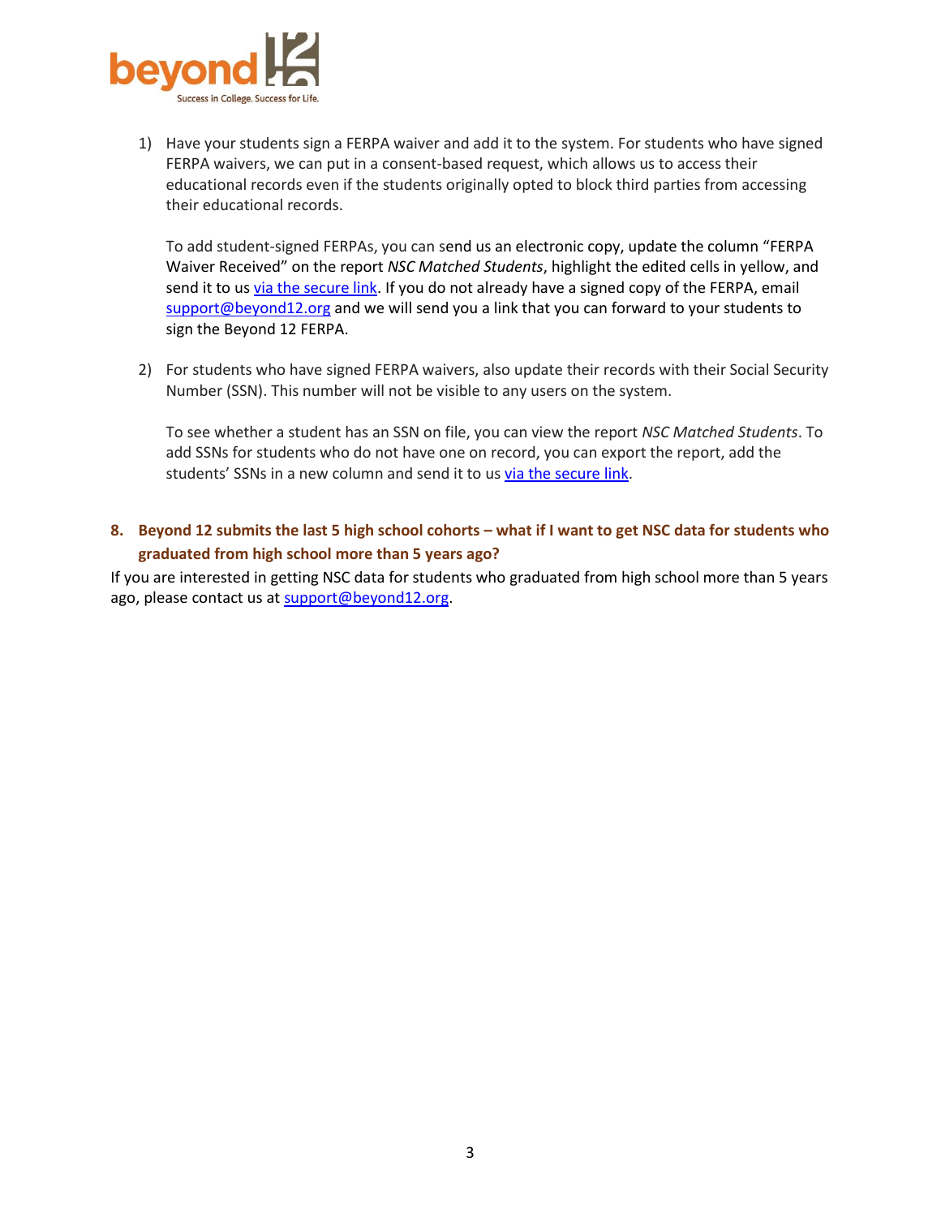1) Have your students sign a FERPA waiver and add it to the system. For students who have signed FERPA waivers, we can put in a consent-based request, which allows us to access their educational records even if the students originally opted to block third parties from accessing their educational records.

   To add student-signed FERPAs, you can send us an electronic copy, update the column "FERPA Waiver Received" on the report *NSC Matched Students*, highlight the edited cells in yellow, and send it to us via the secure link. If you do not already have a signed copy of the FERPA, email support@beyond12.org and we will send you a link that you can forward to your students to sign the Beyond 12 FERPA.

2) For students who have signed FERPA waivers, also update their records with their Social Security Number (SSN). This number will not be visible to any users on the system.

   To see whether a student has an SSN on file, you can view the report *NSC Matched Students*. To add SSNs for students who do not have one on record, you can export the report, add the students' SSNs in a new column and send it to us via the secure link.

### 8. Beyond 12 submits the last 5 high school cohorts – what if I want to get NSC data for students who graduated from high school more than 5 years ago?

If you are interested in getting NSC data for students who graduated from high school more than 5 years ago, please contact us at support@beyond12.org.